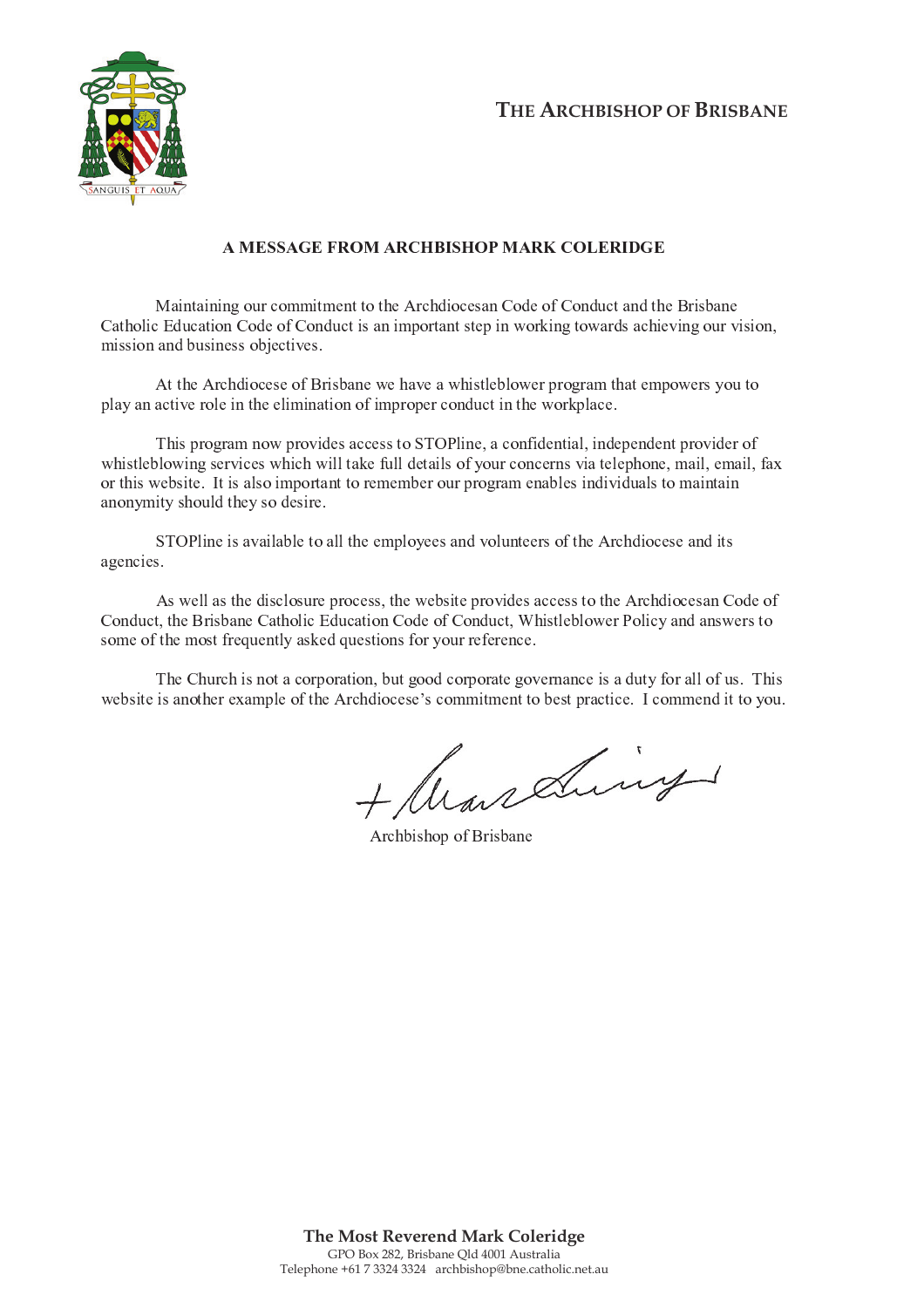THE ARCHBISHOP OF BRISBANE

SANGUIS ET AQUA

## A MESSAGE FROM ARCHBISHOP MARK COLERIDGE

Maintaining our commitment to the Archdiocesan Code of Conduct and the Brisbane Catholic Education Code of Conduct is an important step in working towards achieving our vision, mission and business objectives.

At the Archdiocese of Brisbane we have a whistleblower program that empowers you to play an active role in the elimination of improper conduct in the workplace.

This program now provides access to STOPline, a confidential, independent provider of whistleblowing services which will take full details of your concerns via telephone, mail, email, fax or this website. It is also important to remember our program enables individuals to maintain anonymity should they so desire.

STOPline is available to all the employees and volunteers of the Archdiocese and its agencies.

As well as the disclosure process, the website provides access to the Archdiocesan Code of Conduct, the Brisbane Catholic Education Code of Conduct, Whistleblower Policy and answers to some of the most frequently asked questions for your reference.

The Church is not a corporation, but good corporate governance is a duty for all of us. This website is another example of the Archdiocese's commitment to best practice. I commend it to you.

Archbishop of Brisbane

**The Most Reverend Mark Coleridge**
GPO Box 282, Brisbane Qld 4001 Australia
Telephone +61 7 3324 3324 archbishop@bne.catholic.net.au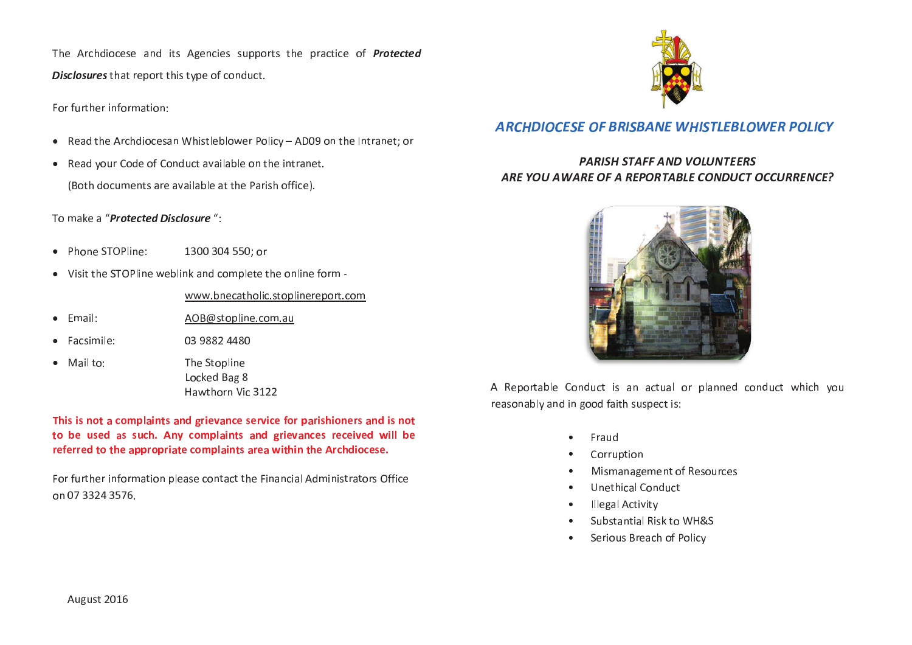The Archdiocese and its Agencies supports the practice of ***Protected Disclosures*** that report this type of conduct.

For further information:

- Read the Archdiocesan Whistleblower Policy – AD09 on the Intranet; or
- Read your Code of Conduct available on the intranet.
  (Both documents are available at the Parish office).

To make a "***Protected Disclosure*** ":

- Phone STOPline: 1300 304 550; or
- Visit the STOPline weblink and complete the online form - www.bnecatholic.stoplinereport.com
- Email: AOB@stopline.com.au
- Facsimile: 03 9882 4480
- Mail to: The Stopline
  Locked Bag 8
  Hawthorn Vic 3122

**This is not a complaints and grievance service for parishioners and is not to be used as such. Any complaints and grievances received will be referred to the appropriate complaints area within the Archdiocese.**

For further information please contact the Financial Administrators Office on 07 3324 3576.

August 2016

## *ARCHDIOCESE OF BRISBANE WHISTLEBLOWER POLICY*

### *PARISH STAFF AND VOLUNTEERS*
### *ARE YOU AWARE OF A REPORTABLE CONDUCT OCCURRENCE?*

A Reportable Conduct is an actual or planned conduct which you reasonably and in good faith suspect is:

- Fraud
- Corruption
- Mismanagement of Resources
- Unethical Conduct
- Illegal Activity
- Substantial Risk to WH&S
- Serious Breach of Policy